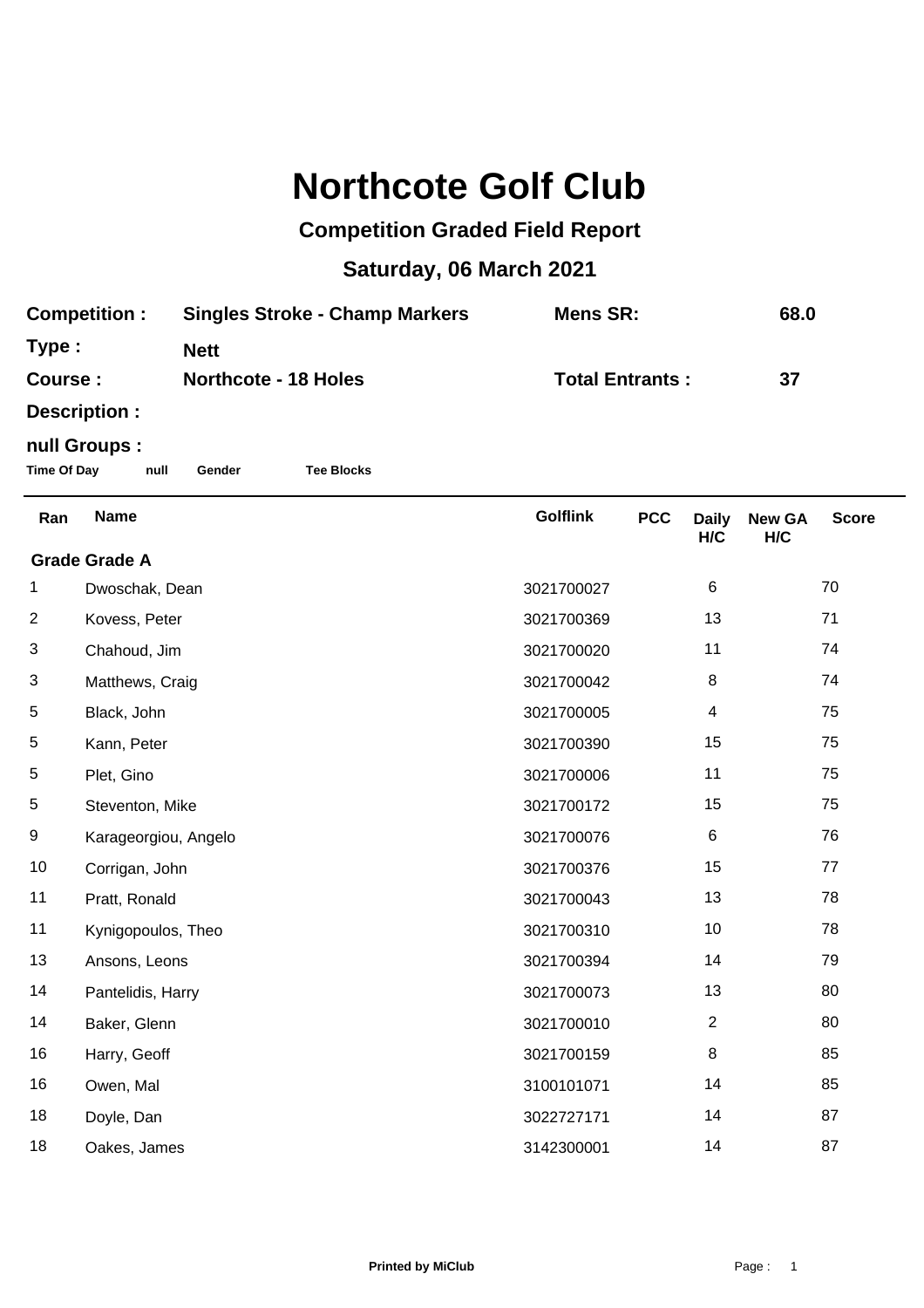# Northcote Golf Club

## Competition Graded Field Report

## Saturday, 06 March 2021

| | | | |
|---|---|---|---|
| **Competition :** | **Singles Stroke - Champ Markers** | **Mens SR:** | **68.0** |
| **Type :** | **Nett** | | |
| **Course :** | **Northcote - 18 Holes** | **Total Entrants :** | **37** |
| **Description :** | | | |

**null Groups :**

**Time Of Day** **null** **Gender** **Tee Blocks**

| Ran | Name | Golflink | PCC | Daily H/C | New GA H/C | Score |
|---|---|---|---|---|---|---|
| **Grade Grade A** | | | | | | |
| 1 | Dwoschak, Dean | 3021700027 | | 6 | | 70 |
| 2 | Kovess, Peter | 3021700369 | | 13 | | 71 |
| 3 | Chahoud, Jim | 3021700020 | | 11 | | 74 |
| 3 | Matthews, Craig | 3021700042 | | 8 | | 74 |
| 5 | Black, John | 3021700005 | | 4 | | 75 |
| 5 | Kann, Peter | 3021700390 | | 15 | | 75 |
| 5 | Plet, Gino | 3021700006 | | 11 | | 75 |
| 5 | Steventon, Mike | 3021700172 | | 15 | | 75 |
| 9 | Karageorgiou, Angelo | 3021700076 | | 6 | | 76 |
| 10 | Corrigan, John | 3021700376 | | 15 | | 77 |
| 11 | Pratt, Ronald | 3021700043 | | 13 | | 78 |
| 11 | Kynigopoulos, Theo | 3021700310 | | 10 | | 78 |
| 13 | Ansons, Leons | 3021700394 | | 14 | | 79 |
| 14 | Pantelidis, Harry | 3021700073 | | 13 | | 80 |
| 14 | Baker, Glenn | 3021700010 | | 2 | | 80 |
| 16 | Harry, Geoff | 3021700159 | | 8 | | 85 |
| 16 | Owen, Mal | 3100101071 | | 14 | | 85 |
| 18 | Doyle, Dan | 3022727171 | | 14 | | 87 |
| 18 | Oakes, James | 3142300001 | | 14 | | 87 |

Printed by MiClub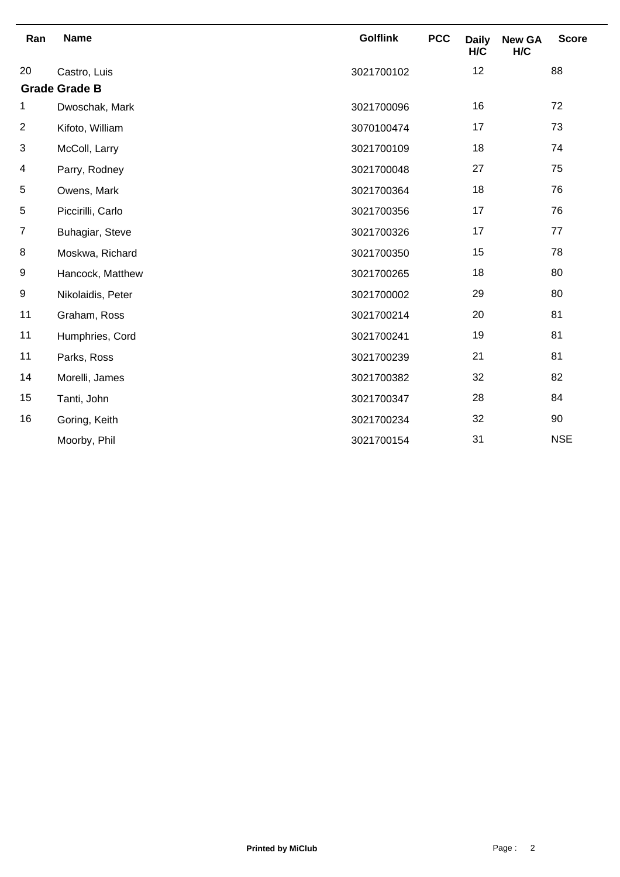| Ran | Name | Golflink | PCC | Daily H/C | New GA H/C | Score |
|---|---|---|---|---|---|---|
| 20 | Castro, Luis | 3021700102 | | 12 | | 88 |
| **Grade Grade B** | | | | | | |
| 1 | Dwoschak, Mark | 3021700096 | | 16 | | 72 |
| 2 | Kifoto, William | 3070100474 | | 17 | | 73 |
| 3 | McColl, Larry | 3021700109 | | 18 | | 74 |
| 4 | Parry, Rodney | 3021700048 | | 27 | | 75 |
| 5 | Owens, Mark | 3021700364 | | 18 | | 76 |
| 5 | Piccirilli, Carlo | 3021700356 | | 17 | | 76 |
| 7 | Buhagiar, Steve | 3021700326 | | 17 | | 77 |
| 8 | Moskwa, Richard | 3021700350 | | 15 | | 78 |
| 9 | Hancock, Matthew | 3021700265 | | 18 | | 80 |
| 9 | Nikolaidis, Peter | 3021700002 | | 29 | | 80 |
| 11 | Graham, Ross | 3021700214 | | 20 | | 81 |
| 11 | Humphries, Cord | 3021700241 | | 19 | | 81 |
| 11 | Parks, Ross | 3021700239 | | 21 | | 81 |
| 14 | Morelli, James | 3021700382 | | 32 | | 82 |
| 15 | Tanti, John | 3021700347 | | 28 | | 84 |
| 16 | Goring, Keith | 3021700234 | | 32 | | 90 |
| | Moorby, Phil | 3021700154 | | 31 | | NSE |

**Printed by MiClub**